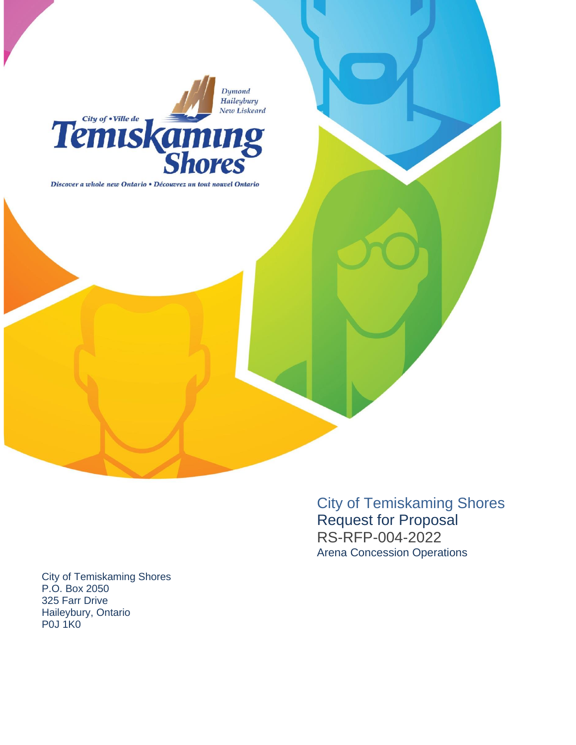City of • Ville de Temiskaming Shores

Dymond
Haileybury
New Liskeard

*Discover a whole new Ontario • Découvrez un tout nouvel Ontario*

# City of Temiskaming Shores

## Request for Proposal

## RS-RFP-004-2022

### Arena Concession Operations

City of Temiskaming Shores
P.O. Box 2050
325 Farr Drive
Haileybury, Ontario
P0J 1K0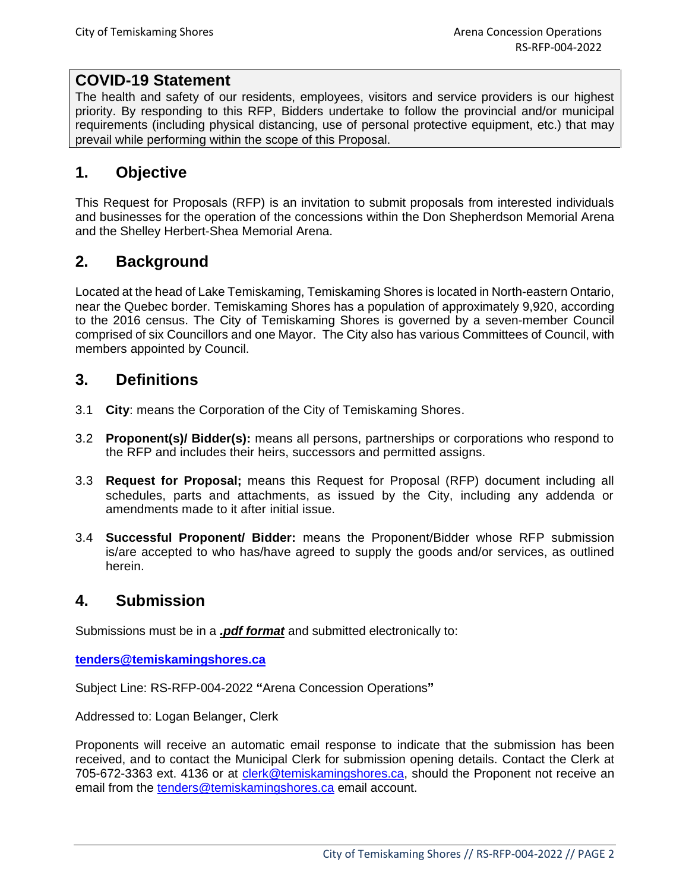**COVID-19 Statement**

The health and safety of our residents, employees, visitors and service providers is our highest priority. By responding to this RFP, Bidders undertake to follow the provincial and/or municipal requirements (including physical distancing, use of personal protective equipment, etc.) that may prevail while performing within the scope of this Proposal.

## 1. Objective

This Request for Proposals (RFP) is an invitation to submit proposals from interested individuals and businesses for the operation of the concessions within the Don Shepherdson Memorial Arena and the Shelley Herbert-Shea Memorial Arena.

## 2. Background

Located at the head of Lake Temiskaming, Temiskaming Shores is located in North-eastern Ontario, near the Quebec border. Temiskaming Shores has a population of approximately 9,920, according to the 2016 census. The City of Temiskaming Shores is governed by a seven-member Council comprised of six Councillors and one Mayor. The City also has various Committees of Council, with members appointed by Council.

## 3. Definitions

3.1 **City**: means the Corporation of the City of Temiskaming Shores.

3.2 **Proponent(s)/ Bidder(s):** means all persons, partnerships or corporations who respond to the RFP and includes their heirs, successors and permitted assigns.

3.3 **Request for Proposal;** means this Request for Proposal (RFP) document including all schedules, parts and attachments, as issued by the City, including any addenda or amendments made to it after initial issue.

3.4 **Successful Proponent/ Bidder:** means the Proponent/Bidder whose RFP submission is/are accepted to who has/have agreed to supply the goods and/or services, as outlined herein.

## 4. Submission

Submissions must be in a ***.pdf format*** and submitted electronically to:

**tenders@temiskamingshores.ca**

Subject Line: RS-RFP-004-2022 **"**Arena Concession Operations**"**

Addressed to: Logan Belanger, Clerk

Proponents will receive an automatic email response to indicate that the submission has been received, and to contact the Municipal Clerk for submission opening details. Contact the Clerk at 705-672-3363 ext. 4136 or at clerk@temiskamingshores.ca, should the Proponent not receive an email from the tenders@temiskamingshores.ca email account.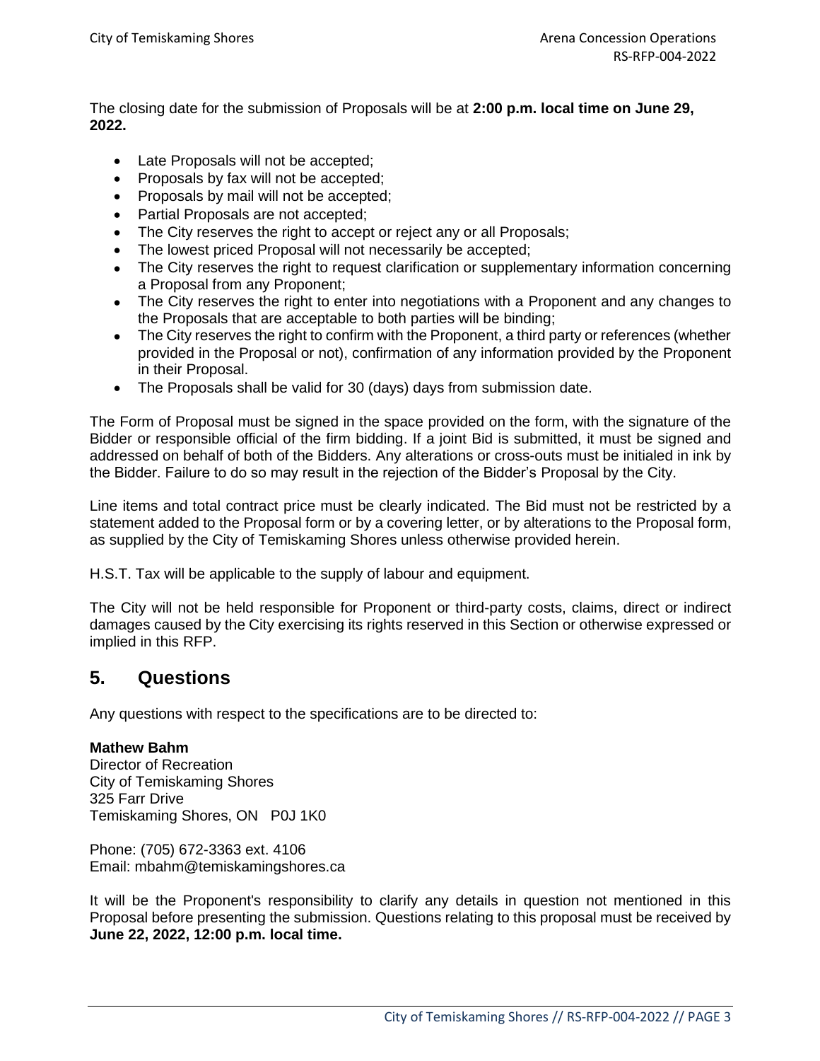The closing date for the submission of Proposals will be at **2:00 p.m. local time on June 29, 2022.**

- Late Proposals will not be accepted;
- Proposals by fax will not be accepted;
- Proposals by mail will not be accepted;
- Partial Proposals are not accepted;
- The City reserves the right to accept or reject any or all Proposals;
- The lowest priced Proposal will not necessarily be accepted;
- The City reserves the right to request clarification or supplementary information concerning a Proposal from any Proponent;
- The City reserves the right to enter into negotiations with a Proponent and any changes to the Proposals that are acceptable to both parties will be binding;
- The City reserves the right to confirm with the Proponent, a third party or references (whether provided in the Proposal or not), confirmation of any information provided by the Proponent in their Proposal.
- The Proposals shall be valid for 30 (days) days from submission date.

The Form of Proposal must be signed in the space provided on the form, with the signature of the Bidder or responsible official of the firm bidding. If a joint Bid is submitted, it must be signed and addressed on behalf of both of the Bidders. Any alterations or cross-outs must be initialed in ink by the Bidder. Failure to do so may result in the rejection of the Bidder's Proposal by the City.

Line items and total contract price must be clearly indicated. The Bid must not be restricted by a statement added to the Proposal form or by a covering letter, or by alterations to the Proposal form, as supplied by the City of Temiskaming Shores unless otherwise provided herein.

H.S.T. Tax will be applicable to the supply of labour and equipment.

The City will not be held responsible for Proponent or third-party costs, claims, direct or indirect damages caused by the City exercising its rights reserved in this Section or otherwise expressed or implied in this RFP.

## 5. Questions

Any questions with respect to the specifications are to be directed to:

**Mathew Bahm**
Director of Recreation
City of Temiskaming Shores
325 Farr Drive
Temiskaming Shores, ON P0J 1K0

Phone: (705) 672-3363 ext. 4106
Email: mbahm@temiskamingshores.ca

It will be the Proponent's responsibility to clarify any details in question not mentioned in this Proposal before presenting the submission. Questions relating to this proposal must be received by **June 22, 2022, 12:00 p.m. local time.**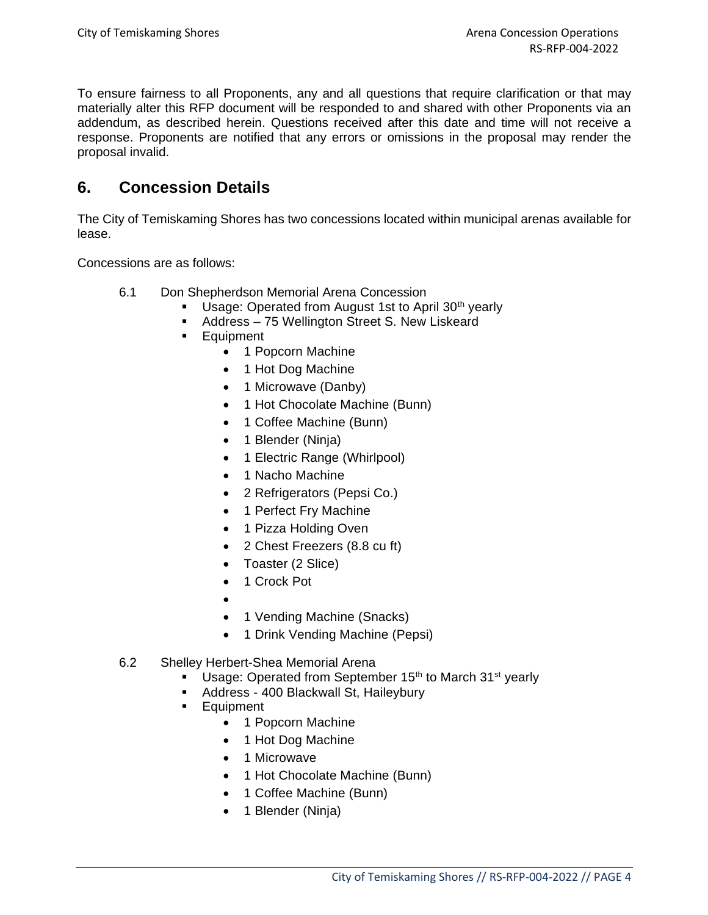To ensure fairness to all Proponents, any and all questions that require clarification or that may materially alter this RFP document will be responded to and shared with other Proponents via an addendum, as described herein. Questions received after this date and time will not receive a response. Proponents are notified that any errors or omissions in the proposal may render the proposal invalid.

## 6. Concession Details

The City of Temiskaming Shores has two concessions located within municipal arenas available for lease.

Concessions are as follows:

6.1 Don Shepherdson Memorial Arena Concession

- Usage: Operated from August 1st to April 30th yearly
- Address – 75 Wellington Street S. New Liskeard
- Equipment
  - 1 Popcorn Machine
  - 1 Hot Dog Machine
  - 1 Microwave (Danby)
  - 1 Hot Chocolate Machine (Bunn)
  - 1 Coffee Machine (Bunn)
  - 1 Blender (Ninja)
  - 1 Electric Range (Whirlpool)
  - 1 Nacho Machine
  - 2 Refrigerators (Pepsi Co.)
  - 1 Perfect Fry Machine
  - 1 Pizza Holding Oven
  - 2 Chest Freezers (8.8 cu ft)
  - Toaster (2 Slice)
  - 1 Crock Pot
  - 
  - 1 Vending Machine (Snacks)
  - 1 Drink Vending Machine (Pepsi)

6.2 Shelley Herbert-Shea Memorial Arena

- Usage: Operated from September 15th to March 31st yearly
- Address - 400 Blackwall St, Haileybury
- Equipment
  - 1 Popcorn Machine
  - 1 Hot Dog Machine
  - 1 Microwave
  - 1 Hot Chocolate Machine (Bunn)
  - 1 Coffee Machine (Bunn)
  - 1 Blender (Ninja)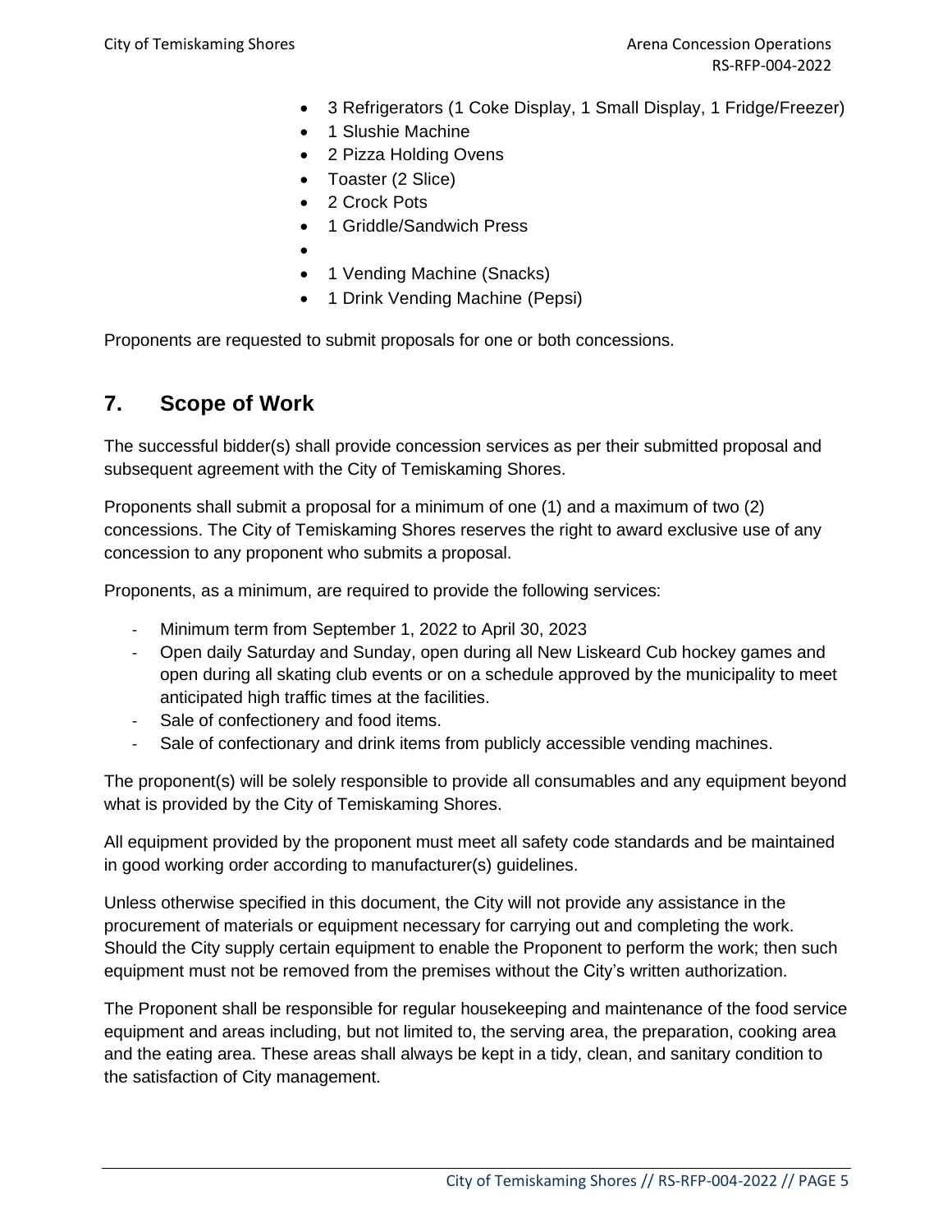- 3 Refrigerators (1 Coke Display, 1 Small Display, 1 Fridge/Freezer)
- 1 Slushie Machine
- 2 Pizza Holding Ovens
- Toaster (2 Slice)
- 2 Crock Pots
- 1 Griddle/Sandwich Press
- 
- 1 Vending Machine (Snacks)
- 1 Drink Vending Machine (Pepsi)

Proponents are requested to submit proposals for one or both concessions.

## 7. Scope of Work

The successful bidder(s) shall provide concession services as per their submitted proposal and subsequent agreement with the City of Temiskaming Shores.

Proponents shall submit a proposal for a minimum of one (1) and a maximum of two (2) concessions. The City of Temiskaming Shores reserves the right to award exclusive use of any concession to any proponent who submits a proposal.

Proponents, as a minimum, are required to provide the following services:

- Minimum term from September 1, 2022 to April 30, 2023
- Open daily Saturday and Sunday, open during all New Liskeard Cub hockey games and open during all skating club events or on a schedule approved by the municipality to meet anticipated high traffic times at the facilities.
- Sale of confectionery and food items.
- Sale of confectionary and drink items from publicly accessible vending machines.

The proponent(s) will be solely responsible to provide all consumables and any equipment beyond what is provided by the City of Temiskaming Shores.

All equipment provided by the proponent must meet all safety code standards and be maintained in good working order according to manufacturer(s) guidelines.

Unless otherwise specified in this document, the City will not provide any assistance in the procurement of materials or equipment necessary for carrying out and completing the work. Should the City supply certain equipment to enable the Proponent to perform the work; then such equipment must not be removed from the premises without the City's written authorization.

The Proponent shall be responsible for regular housekeeping and maintenance of the food service equipment and areas including, but not limited to, the serving area, the preparation, cooking area and the eating area. These areas shall always be kept in a tidy, clean, and sanitary condition to the satisfaction of City management.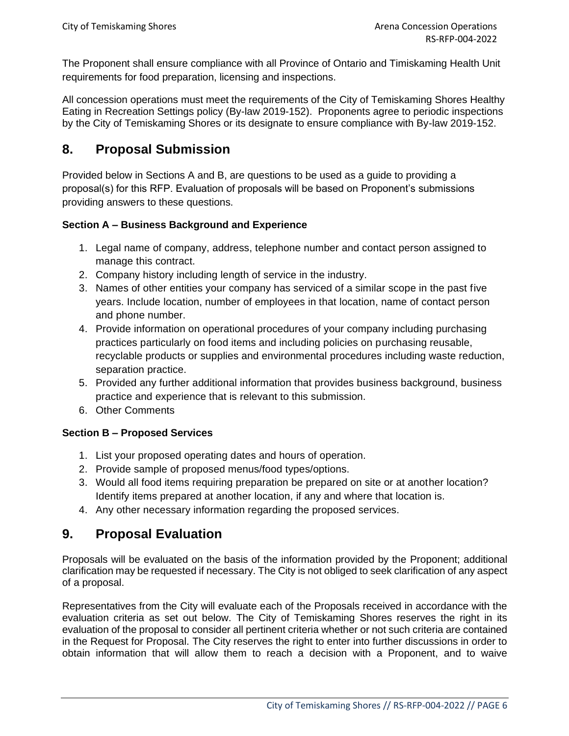The Proponent shall ensure compliance with all Province of Ontario and Timiskaming Health Unit requirements for food preparation, licensing and inspections.

All concession operations must meet the requirements of the City of Temiskaming Shores Healthy Eating in Recreation Settings policy (By-law 2019-152). Proponents agree to periodic inspections by the City of Temiskaming Shores or its designate to ensure compliance with By-law 2019-152.

## 8. Proposal Submission

Provided below in Sections A and B, are questions to be used as a guide to providing a proposal(s) for this RFP. Evaluation of proposals will be based on Proponent's submissions providing answers to these questions.

**Section A – Business Background and Experience**

1. Legal name of company, address, telephone number and contact person assigned to manage this contract.
2. Company history including length of service in the industry.
3. Names of other entities your company has serviced of a similar scope in the past five years. Include location, number of employees in that location, name of contact person and phone number.
4. Provide information on operational procedures of your company including purchasing practices particularly on food items and including policies on purchasing reusable, recyclable products or supplies and environmental procedures including waste reduction, separation practice.
5. Provided any further additional information that provides business background, business practice and experience that is relevant to this submission.
6. Other Comments

**Section B – Proposed Services**

1. List your proposed operating dates and hours of operation.
2. Provide sample of proposed menus/food types/options.
3. Would all food items requiring preparation be prepared on site or at another location? Identify items prepared at another location, if any and where that location is.
4. Any other necessary information regarding the proposed services.

## 9. Proposal Evaluation

Proposals will be evaluated on the basis of the information provided by the Proponent; additional clarification may be requested if necessary. The City is not obliged to seek clarification of any aspect of a proposal.

Representatives from the City will evaluate each of the Proposals received in accordance with the evaluation criteria as set out below. The City of Temiskaming Shores reserves the right in its evaluation of the proposal to consider all pertinent criteria whether or not such criteria are contained in the Request for Proposal. The City reserves the right to enter into further discussions in order to obtain information that will allow them to reach a decision with a Proponent, and to waive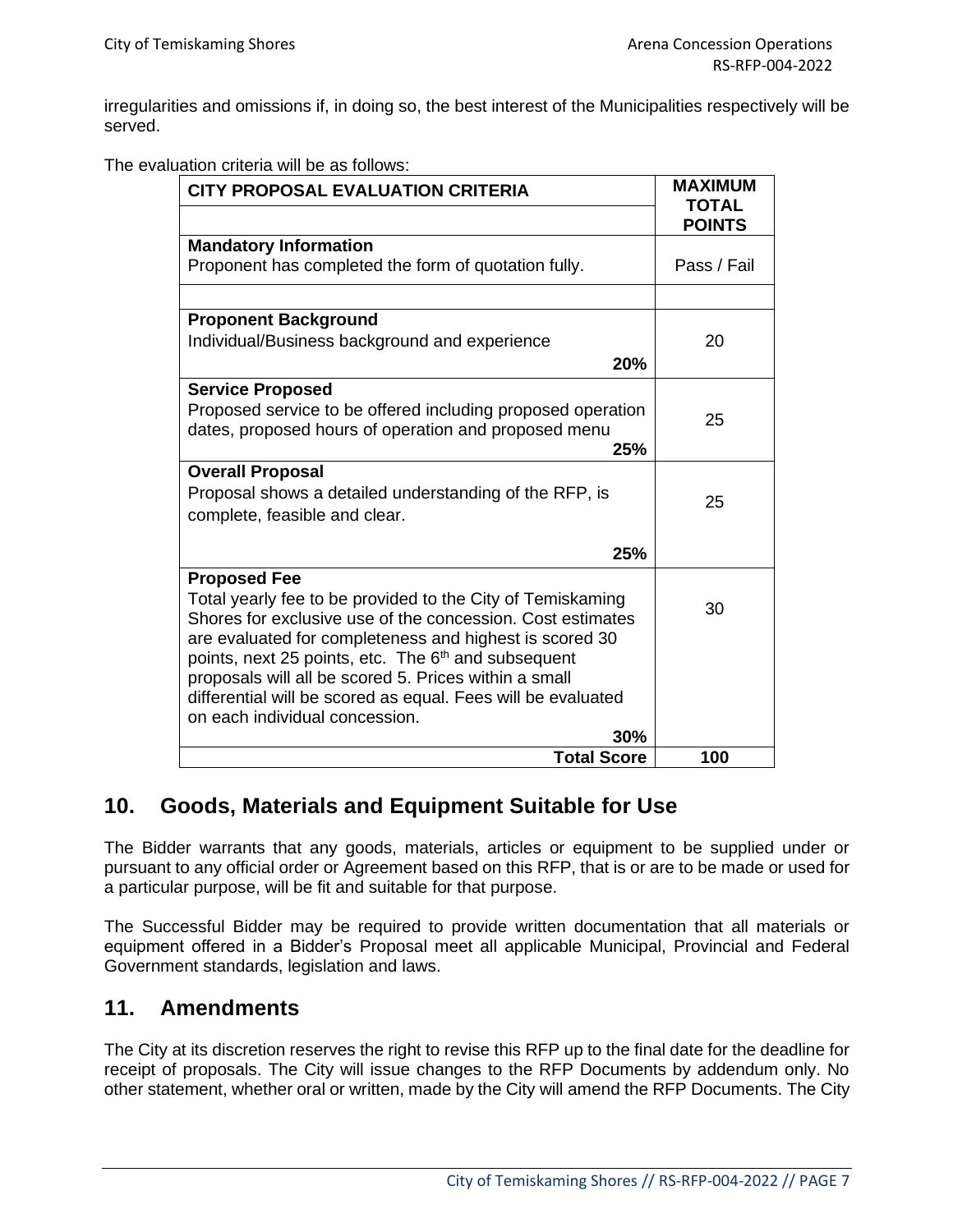irregularities and omissions if, in doing so, the best interest of the Municipalities respectively will be served.

The evaluation criteria will be as follows:

| CITY PROPOSAL EVALUATION CRITERIA | MAXIMUM TOTAL POINTS |
|---|---|
| **Mandatory Information**<br>Proponent has completed the form of quotation fully. | Pass / Fail |
| | |
| **Proponent Background**<br>Individual/Business background and experience<br>**20%** | 20 |
| **Service Proposed**<br>Proposed service to be offered including proposed operation dates, proposed hours of operation and proposed menu<br>**25%** | 25 |
| **Overall Proposal**<br>Proposal shows a detailed understanding of the RFP, is complete, feasible and clear.<br>**25%** | 25 |
| **Proposed Fee**<br>Total yearly fee to be provided to the City of Temiskaming Shores for exclusive use of the concession. Cost estimates are evaluated for completeness and highest is scored 30 points, next 25 points, etc. The 6th and subsequent proposals will all be scored 5. Prices within a small differential will be scored as equal. Fees will be evaluated on each individual concession.<br>**30%** | 30 |
| **Total Score** | **100** |

## 10. Goods, Materials and Equipment Suitable for Use

The Bidder warrants that any goods, materials, articles or equipment to be supplied under or pursuant to any official order or Agreement based on this RFP, that is or are to be made or used for a particular purpose, will be fit and suitable for that purpose.

The Successful Bidder may be required to provide written documentation that all materials or equipment offered in a Bidder's Proposal meet all applicable Municipal, Provincial and Federal Government standards, legislation and laws.

## 11. Amendments

The City at its discretion reserves the right to revise this RFP up to the final date for the deadline for receipt of proposals. The City will issue changes to the RFP Documents by addendum only. No other statement, whether oral or written, made by the City will amend the RFP Documents. The City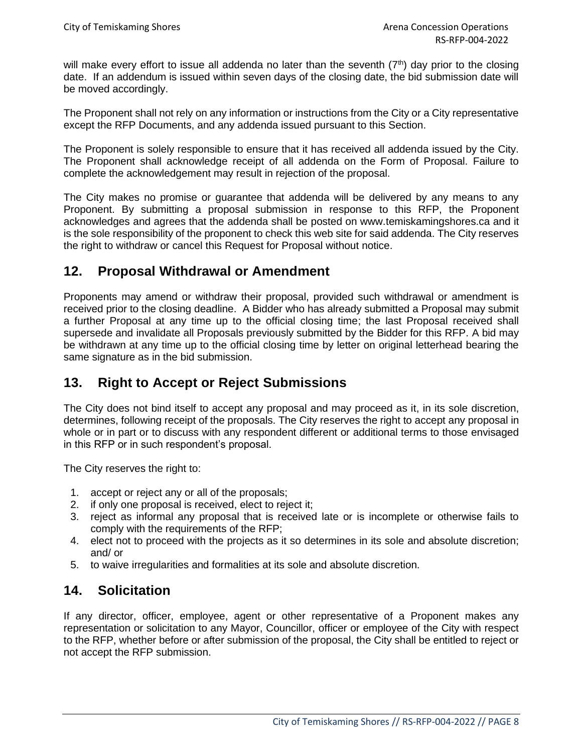will make every effort to issue all addenda no later than the seventh (7th) day prior to the closing date. If an addendum is issued within seven days of the closing date, the bid submission date will be moved accordingly.

The Proponent shall not rely on any information or instructions from the City or a City representative except the RFP Documents, and any addenda issued pursuant to this Section.

The Proponent is solely responsible to ensure that it has received all addenda issued by the City. The Proponent shall acknowledge receipt of all addenda on the Form of Proposal. Failure to complete the acknowledgement may result in rejection of the proposal.

The City makes no promise or guarantee that addenda will be delivered by any means to any Proponent. By submitting a proposal submission in response to this RFP, the Proponent acknowledges and agrees that the addenda shall be posted on www.temiskamingshores.ca and it is the sole responsibility of the proponent to check this web site for said addenda. The City reserves the right to withdraw or cancel this Request for Proposal without notice.

## 12. Proposal Withdrawal or Amendment

Proponents may amend or withdraw their proposal, provided such withdrawal or amendment is received prior to the closing deadline. A Bidder who has already submitted a Proposal may submit a further Proposal at any time up to the official closing time; the last Proposal received shall supersede and invalidate all Proposals previously submitted by the Bidder for this RFP. A bid may be withdrawn at any time up to the official closing time by letter on original letterhead bearing the same signature as in the bid submission.

## 13. Right to Accept or Reject Submissions

The City does not bind itself to accept any proposal and may proceed as it, in its sole discretion, determines, following receipt of the proposals. The City reserves the right to accept any proposal in whole or in part or to discuss with any respondent different or additional terms to those envisaged in this RFP or in such respondent's proposal.

The City reserves the right to:

1. accept or reject any or all of the proposals;
2. if only one proposal is received, elect to reject it;
3. reject as informal any proposal that is received late or is incomplete or otherwise fails to comply with the requirements of the RFP;
4. elect not to proceed with the projects as it so determines in its sole and absolute discretion; and/ or
5. to waive irregularities and formalities at its sole and absolute discretion.

## 14. Solicitation

If any director, officer, employee, agent or other representative of a Proponent makes any representation or solicitation to any Mayor, Councillor, officer or employee of the City with respect to the RFP, whether before or after submission of the proposal, the City shall be entitled to reject or not accept the RFP submission.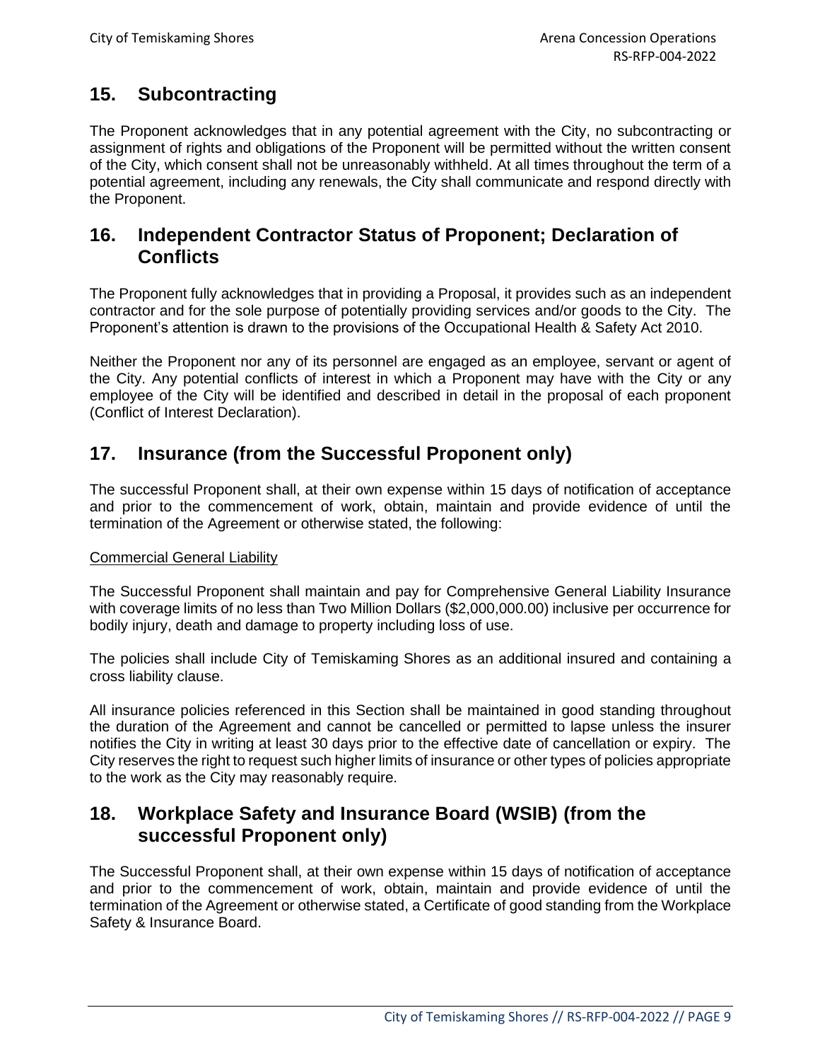## 15. Subcontracting

The Proponent acknowledges that in any potential agreement with the City, no subcontracting or assignment of rights and obligations of the Proponent will be permitted without the written consent of the City, which consent shall not be unreasonably withheld. At all times throughout the term of a potential agreement, including any renewals, the City shall communicate and respond directly with the Proponent.

## 16. Independent Contractor Status of Proponent; Declaration of Conflicts

The Proponent fully acknowledges that in providing a Proposal, it provides such as an independent contractor and for the sole purpose of potentially providing services and/or goods to the City. The Proponent's attention is drawn to the provisions of the Occupational Health & Safety Act 2010.

Neither the Proponent nor any of its personnel are engaged as an employee, servant or agent of the City. Any potential conflicts of interest in which a Proponent may have with the City or any employee of the City will be identified and described in detail in the proposal of each proponent (Conflict of Interest Declaration).

## 17. Insurance (from the Successful Proponent only)

The successful Proponent shall, at their own expense within 15 days of notification of acceptance and prior to the commencement of work, obtain, maintain and provide evidence of until the termination of the Agreement or otherwise stated, the following:

Commercial General Liability

The Successful Proponent shall maintain and pay for Comprehensive General Liability Insurance with coverage limits of no less than Two Million Dollars ($2,000,000.00) inclusive per occurrence for bodily injury, death and damage to property including loss of use.

The policies shall include City of Temiskaming Shores as an additional insured and containing a cross liability clause.

All insurance policies referenced in this Section shall be maintained in good standing throughout the duration of the Agreement and cannot be cancelled or permitted to lapse unless the insurer notifies the City in writing at least 30 days prior to the effective date of cancellation or expiry. The City reserves the right to request such higher limits of insurance or other types of policies appropriate to the work as the City may reasonably require.

## 18. Workplace Safety and Insurance Board (WSIB) (from the successful Proponent only)

The Successful Proponent shall, at their own expense within 15 days of notification of acceptance and prior to the commencement of work, obtain, maintain and provide evidence of until the termination of the Agreement or otherwise stated, a Certificate of good standing from the Workplace Safety & Insurance Board.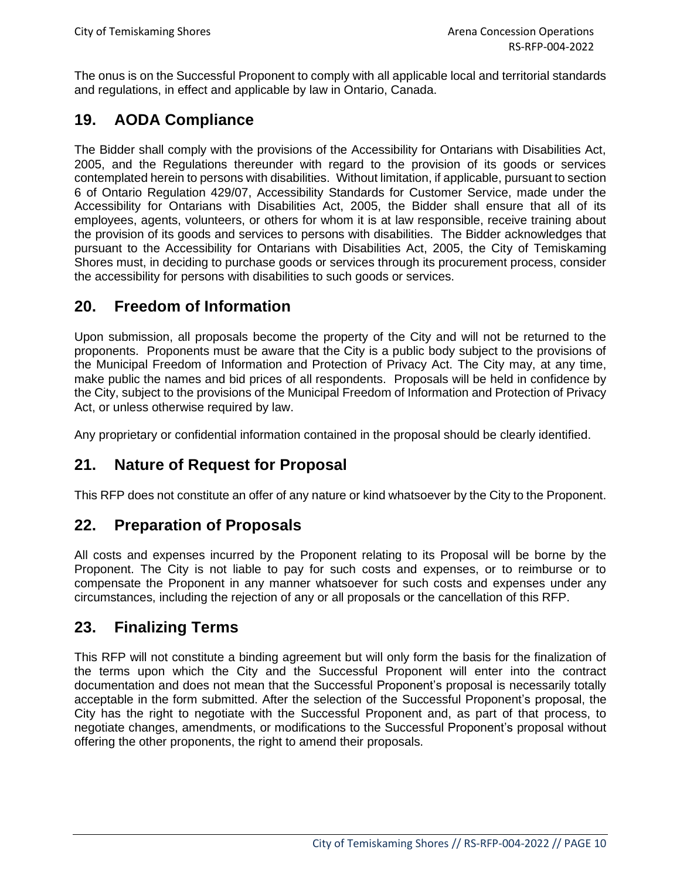The onus is on the Successful Proponent to comply with all applicable local and territorial standards and regulations, in effect and applicable by law in Ontario, Canada.

## 19. AODA Compliance

The Bidder shall comply with the provisions of the Accessibility for Ontarians with Disabilities Act, 2005, and the Regulations thereunder with regard to the provision of its goods or services contemplated herein to persons with disabilities. Without limitation, if applicable, pursuant to section 6 of Ontario Regulation 429/07, Accessibility Standards for Customer Service, made under the Accessibility for Ontarians with Disabilities Act, 2005, the Bidder shall ensure that all of its employees, agents, volunteers, or others for whom it is at law responsible, receive training about the provision of its goods and services to persons with disabilities. The Bidder acknowledges that pursuant to the Accessibility for Ontarians with Disabilities Act, 2005, the City of Temiskaming Shores must, in deciding to purchase goods or services through its procurement process, consider the accessibility for persons with disabilities to such goods or services.

## 20. Freedom of Information

Upon submission, all proposals become the property of the City and will not be returned to the proponents. Proponents must be aware that the City is a public body subject to the provisions of the Municipal Freedom of Information and Protection of Privacy Act. The City may, at any time, make public the names and bid prices of all respondents. Proposals will be held in confidence by the City, subject to the provisions of the Municipal Freedom of Information and Protection of Privacy Act, or unless otherwise required by law.

Any proprietary or confidential information contained in the proposal should be clearly identified.

## 21. Nature of Request for Proposal

This RFP does not constitute an offer of any nature or kind whatsoever by the City to the Proponent.

## 22. Preparation of Proposals

All costs and expenses incurred by the Proponent relating to its Proposal will be borne by the Proponent. The City is not liable to pay for such costs and expenses, or to reimburse or to compensate the Proponent in any manner whatsoever for such costs and expenses under any circumstances, including the rejection of any or all proposals or the cancellation of this RFP.

## 23. Finalizing Terms

This RFP will not constitute a binding agreement but will only form the basis for the finalization of the terms upon which the City and the Successful Proponent will enter into the contract documentation and does not mean that the Successful Proponent's proposal is necessarily totally acceptable in the form submitted. After the selection of the Successful Proponent's proposal, the City has the right to negotiate with the Successful Proponent and, as part of that process, to negotiate changes, amendments, or modifications to the Successful Proponent's proposal without offering the other proponents, the right to amend their proposals.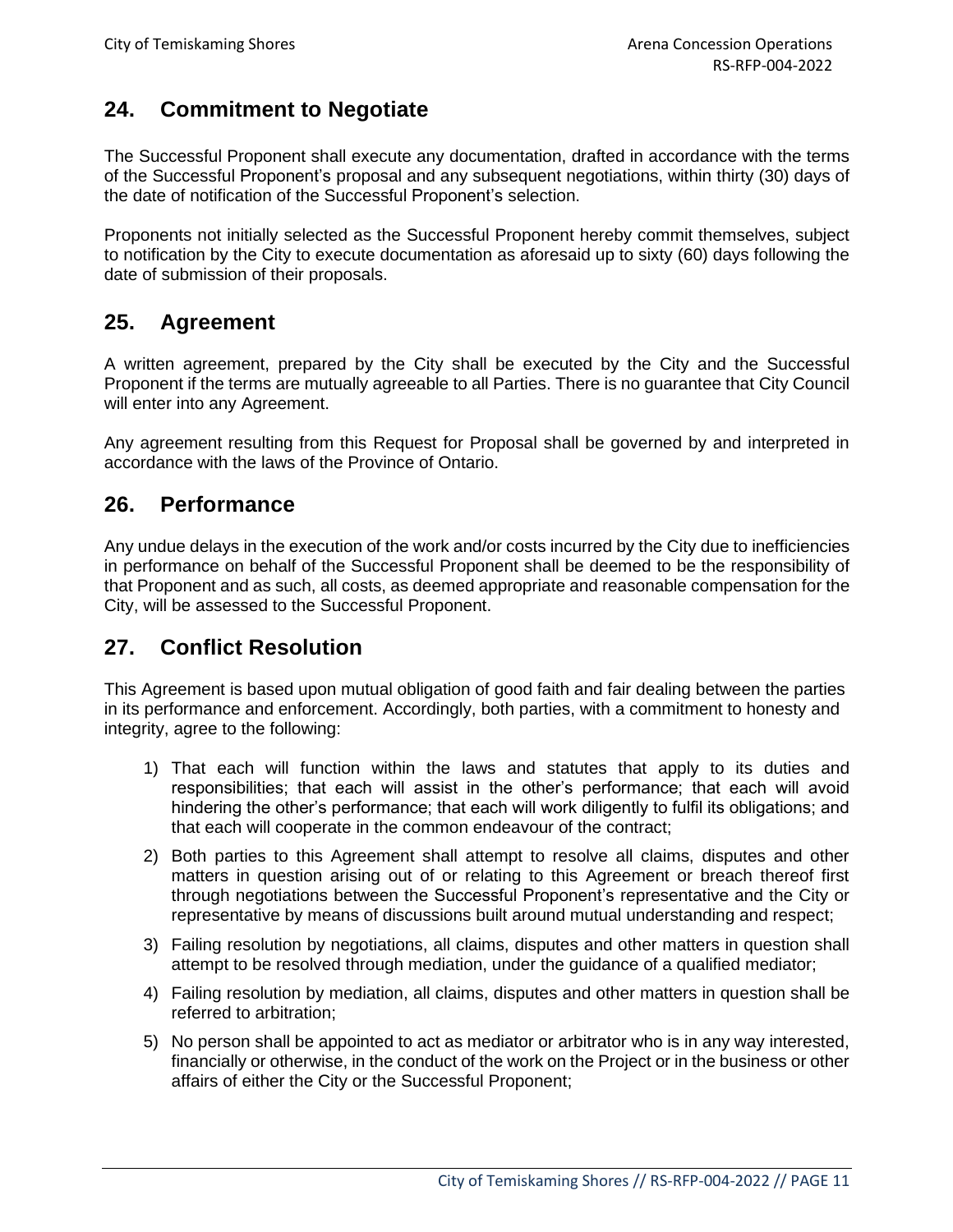## 24. Commitment to Negotiate

The Successful Proponent shall execute any documentation, drafted in accordance with the terms of the Successful Proponent's proposal and any subsequent negotiations, within thirty (30) days of the date of notification of the Successful Proponent's selection.

Proponents not initially selected as the Successful Proponent hereby commit themselves, subject to notification by the City to execute documentation as aforesaid up to sixty (60) days following the date of submission of their proposals.

## 25. Agreement

A written agreement, prepared by the City shall be executed by the City and the Successful Proponent if the terms are mutually agreeable to all Parties. There is no guarantee that City Council will enter into any Agreement.

Any agreement resulting from this Request for Proposal shall be governed by and interpreted in accordance with the laws of the Province of Ontario.

## 26. Performance

Any undue delays in the execution of the work and/or costs incurred by the City due to inefficiencies in performance on behalf of the Successful Proponent shall be deemed to be the responsibility of that Proponent and as such, all costs, as deemed appropriate and reasonable compensation for the City, will be assessed to the Successful Proponent.

## 27. Conflict Resolution

This Agreement is based upon mutual obligation of good faith and fair dealing between the parties in its performance and enforcement. Accordingly, both parties, with a commitment to honesty and integrity, agree to the following:

1) That each will function within the laws and statutes that apply to its duties and responsibilities; that each will assist in the other's performance; that each will avoid hindering the other's performance; that each will work diligently to fulfil its obligations; and that each will cooperate in the common endeavour of the contract;
2) Both parties to this Agreement shall attempt to resolve all claims, disputes and other matters in question arising out of or relating to this Agreement or breach thereof first through negotiations between the Successful Proponent's representative and the City or representative by means of discussions built around mutual understanding and respect;
3) Failing resolution by negotiations, all claims, disputes and other matters in question shall attempt to be resolved through mediation, under the guidance of a qualified mediator;
4) Failing resolution by mediation, all claims, disputes and other matters in question shall be referred to arbitration;
5) No person shall be appointed to act as mediator or arbitrator who is in any way interested, financially or otherwise, in the conduct of the work on the Project or in the business or other affairs of either the City or the Successful Proponent;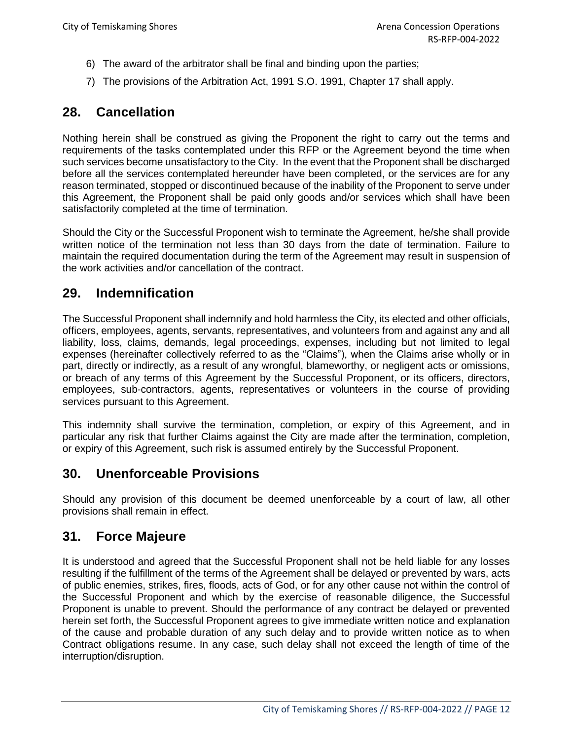6) The award of the arbitrator shall be final and binding upon the parties;
7) The provisions of the Arbitration Act, 1991 S.O. 1991, Chapter 17 shall apply.

## 28. Cancellation

Nothing herein shall be construed as giving the Proponent the right to carry out the terms and requirements of the tasks contemplated under this RFP or the Agreement beyond the time when such services become unsatisfactory to the City. In the event that the Proponent shall be discharged before all the services contemplated hereunder have been completed, or the services are for any reason terminated, stopped or discontinued because of the inability of the Proponent to serve under this Agreement, the Proponent shall be paid only goods and/or services which shall have been satisfactorily completed at the time of termination.

Should the City or the Successful Proponent wish to terminate the Agreement, he/she shall provide written notice of the termination not less than 30 days from the date of termination. Failure to maintain the required documentation during the term of the Agreement may result in suspension of the work activities and/or cancellation of the contract.

## 29. Indemnification

The Successful Proponent shall indemnify and hold harmless the City, its elected and other officials, officers, employees, agents, servants, representatives, and volunteers from and against any and all liability, loss, claims, demands, legal proceedings, expenses, including but not limited to legal expenses (hereinafter collectively referred to as the "Claims"), when the Claims arise wholly or in part, directly or indirectly, as a result of any wrongful, blameworthy, or negligent acts or omissions, or breach of any terms of this Agreement by the Successful Proponent, or its officers, directors, employees, sub-contractors, agents, representatives or volunteers in the course of providing services pursuant to this Agreement.

This indemnity shall survive the termination, completion, or expiry of this Agreement, and in particular any risk that further Claims against the City are made after the termination, completion, or expiry of this Agreement, such risk is assumed entirely by the Successful Proponent.

## 30. Unenforceable Provisions

Should any provision of this document be deemed unenforceable by a court of law, all other provisions shall remain in effect.

## 31. Force Majeure

It is understood and agreed that the Successful Proponent shall not be held liable for any losses resulting if the fulfillment of the terms of the Agreement shall be delayed or prevented by wars, acts of public enemies, strikes, fires, floods, acts of God, or for any other cause not within the control of the Successful Proponent and which by the exercise of reasonable diligence, the Successful Proponent is unable to prevent. Should the performance of any contract be delayed or prevented herein set forth, the Successful Proponent agrees to give immediate written notice and explanation of the cause and probable duration of any such delay and to provide written notice as to when Contract obligations resume. In any case, such delay shall not exceed the length of time of the interruption/disruption.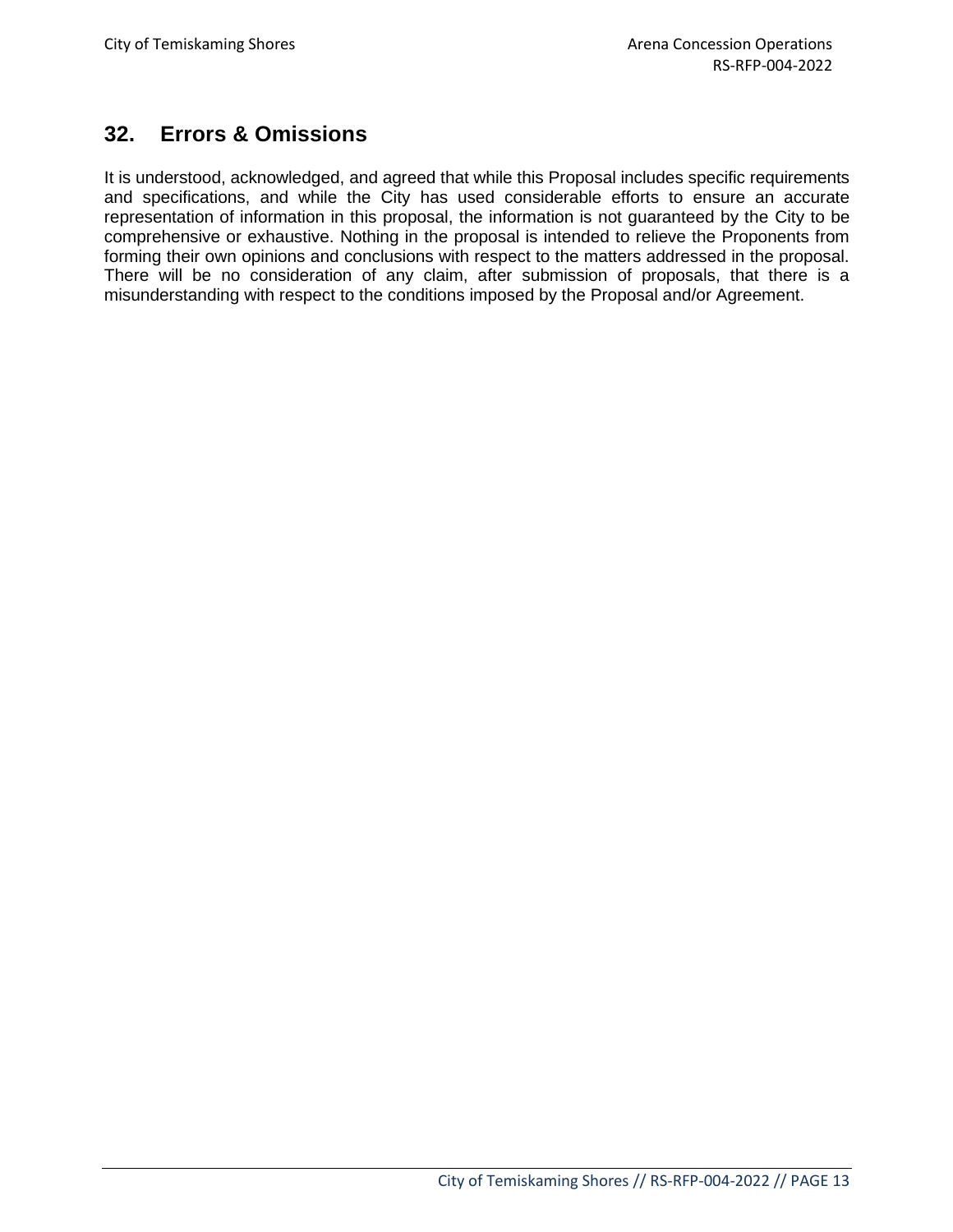## 32. Errors & Omissions

It is understood, acknowledged, and agreed that while this Proposal includes specific requirements and specifications, and while the City has used considerable efforts to ensure an accurate representation of information in this proposal, the information is not guaranteed by the City to be comprehensive or exhaustive. Nothing in the proposal is intended to relieve the Proponents from forming their own opinions and conclusions with respect to the matters addressed in the proposal. There will be no consideration of any claim, after submission of proposals, that there is a misunderstanding with respect to the conditions imposed by the Proposal and/or Agreement.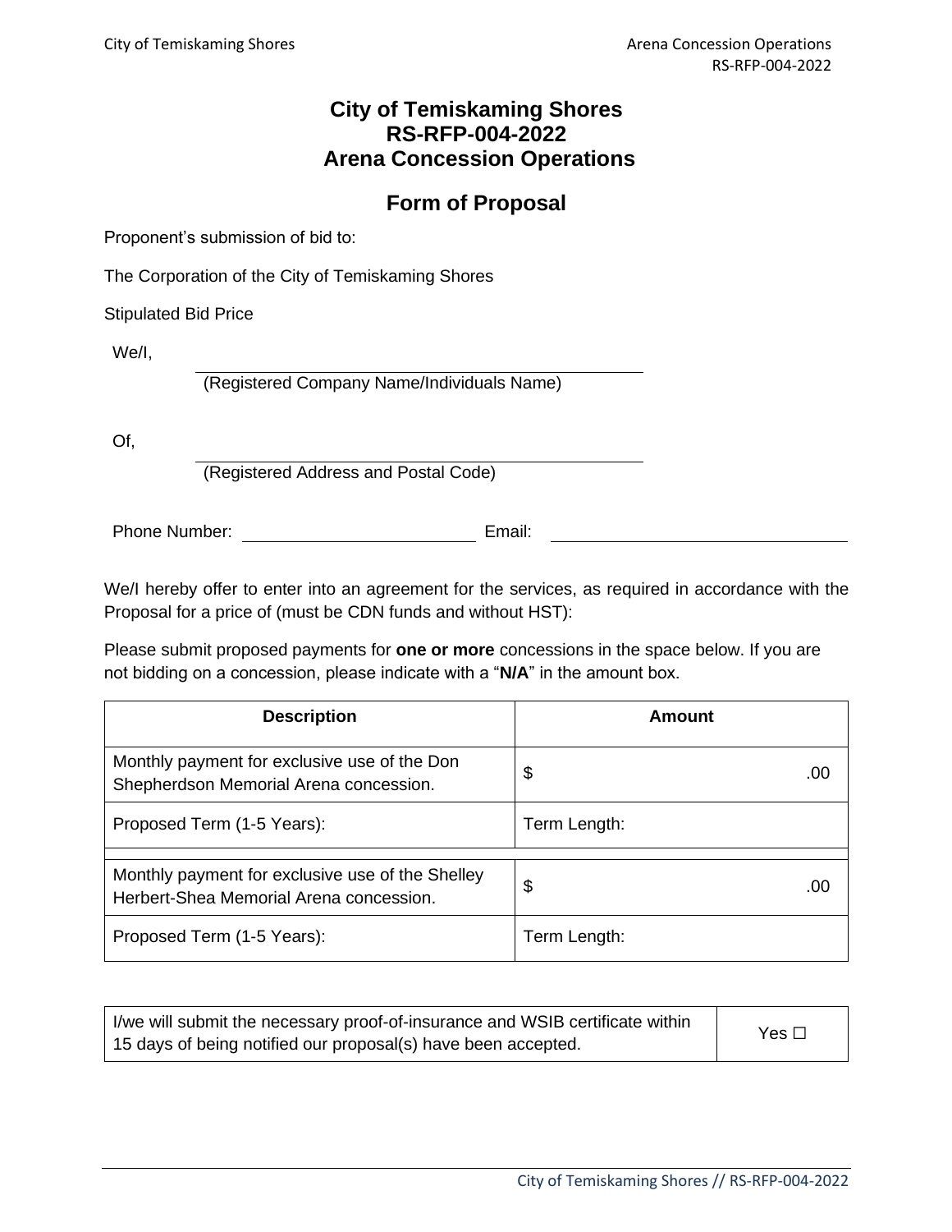# City of Temiskaming Shores
# RS-RFP-004-2022
# Arena Concession Operations

## Form of Proposal

Proponent's submission of bid to:

The Corporation of the City of Temiskaming Shores

Stipulated Bid Price

We/I, \_\_\_\_\_\_\_\_\_\_\_\_\_\_\_\_\_\_\_\_\_\_\_\_\_\_\_\_\_\_\_\_\_\_\_\_\_\_\_\_
(Registered Company Name/Individuals Name)

Of, \_\_\_\_\_\_\_\_\_\_\_\_\_\_\_\_\_\_\_\_\_\_\_\_\_\_\_\_\_\_\_\_\_\_\_\_\_\_\_\_
(Registered Address and Postal Code)

Phone Number: \_\_\_\_\_\_\_\_\_\_\_\_\_\_\_\_\_\_\_\_ Email: \_\_\_\_\_\_\_\_\_\_\_\_\_\_\_\_\_\_\_\_\_\_\_\_\_\_

We/I hereby offer to enter into an agreement for the services, as required in accordance with the Proposal for a price of (must be CDN funds and without HST):

Please submit proposed payments for **one or more** concessions in the space below. If you are not bidding on a concession, please indicate with a "**N/A**" in the amount box.

| Description | Amount |
|---|---|
| Monthly payment for exclusive use of the Don Shepherdson Memorial Arena concession. | $ .00 |
| Proposed Term (1-5 Years): | Term Length: |
| | |
| Monthly payment for exclusive use of the Shelley Herbert-Shea Memorial Arena concession. | $ .00 |
| Proposed Term (1-5 Years): | Term Length: |

| | |
|---|---|
| I/we will submit the necessary proof-of-insurance and WSIB certificate within 15 days of being notified our proposal(s) have been accepted. | Yes ☐ |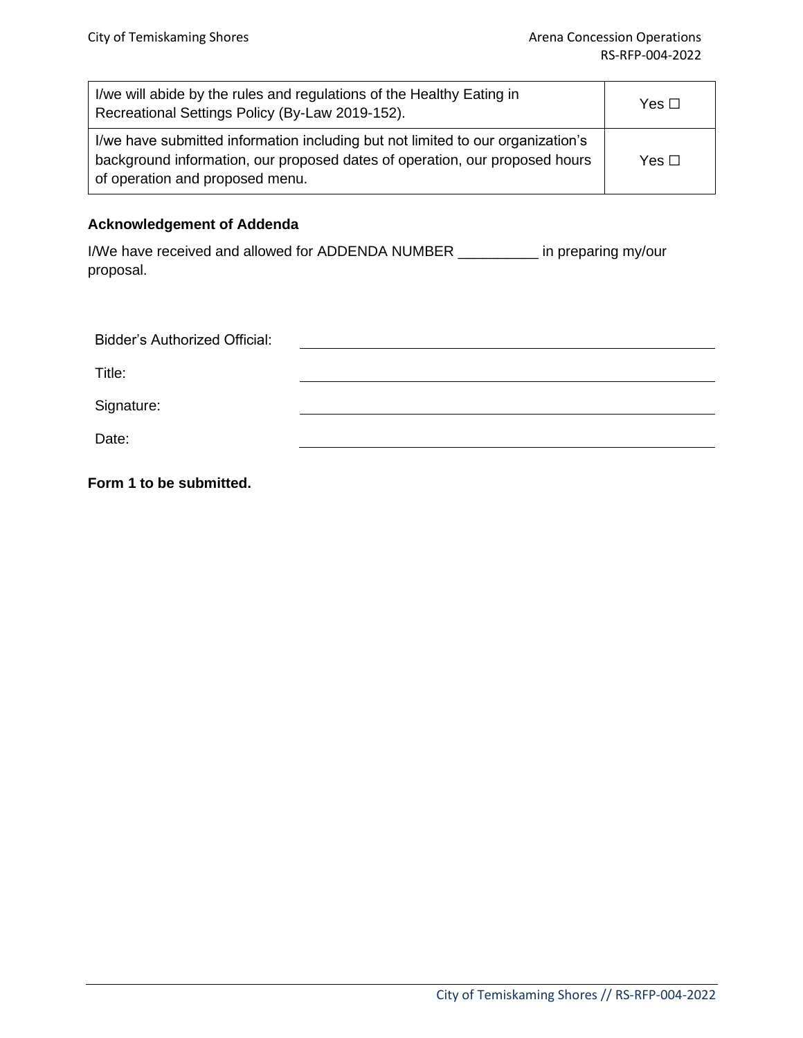| I/we will abide by the rules and regulations of the Healthy Eating in Recreational Settings Policy (By-Law 2019-152). | Yes ☐ |
|---|---|
| I/we have submitted information including but not limited to our organization's background information, our proposed dates of operation, our proposed hours of operation and proposed menu. | Yes ☐ |

**Acknowledgement of Addenda**

I/We have received and allowed for ADDENDA NUMBER __________ in preparing my/our proposal.

Bidder's Authorized Official: ______________________________

Title: ______________________________

Signature: ______________________________

Date: ______________________________

**Form 1 to be submitted.**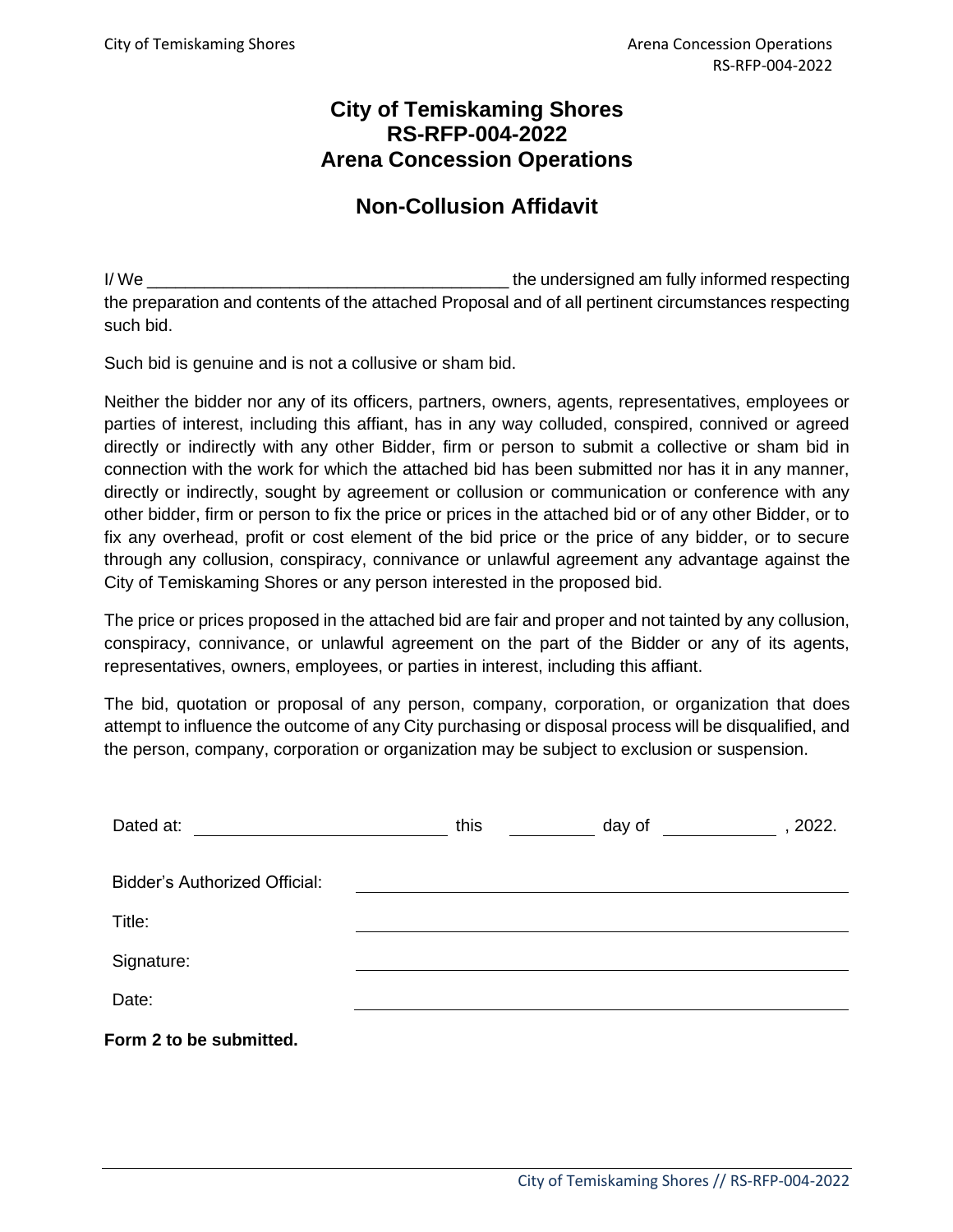# City of Temiskaming Shores
# RS-RFP-004-2022
# Arena Concession Operations

## Non-Collusion Affidavit

I/ We ______________________________________ the undersigned am fully informed respecting the preparation and contents of the attached Proposal and of all pertinent circumstances respecting such bid.

Such bid is genuine and is not a collusive or sham bid.

Neither the bidder nor any of its officers, partners, owners, agents, representatives, employees or parties of interest, including this affiant, has in any way colluded, conspired, connived or agreed directly or indirectly with any other Bidder, firm or person to submit a collective or sham bid in connection with the work for which the attached bid has been submitted nor has it in any manner, directly or indirectly, sought by agreement or collusion or communication or conference with any other bidder, firm or person to fix the price or prices in the attached bid or of any other Bidder, or to fix any overhead, profit or cost element of the bid price or the price of any bidder, or to secure through any collusion, conspiracy, connivance or unlawful agreement any advantage against the City of Temiskaming Shores or any person interested in the proposed bid.

The price or prices proposed in the attached bid are fair and proper and not tainted by any collusion, conspiracy, connivance, or unlawful agreement on the part of the Bidder or any of its agents, representatives, owners, employees, or parties in interest, including this affiant.

The bid, quotation or proposal of any person, company, corporation, or organization that does attempt to influence the outcome of any City purchasing or disposal process will be disqualified, and the person, company, corporation or organization may be subject to exclusion or suspension.

Dated at: ____________________ this ________ day of __________ , 2022.

Bidder's Authorized Official: ______________________________

Title: ______________________________

Signature: ______________________________

Date: ______________________________

**Form 2 to be submitted.**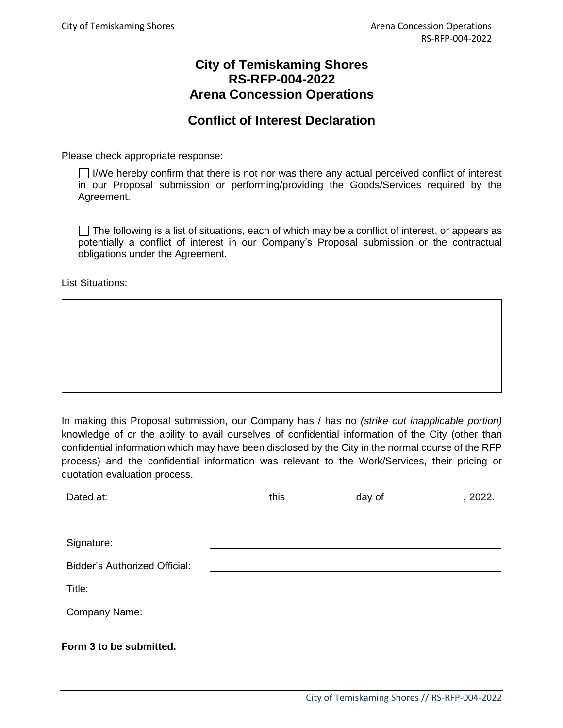# City of Temiskaming Shores
# RS-RFP-004-2022
# Arena Concession Operations

## Conflict of Interest Declaration

Please check appropriate response:

☐ I/We hereby confirm that there is not nor was there any actual perceived conflict of interest in our Proposal submission or performing/providing the Goods/Services required by the Agreement.

☐ The following is a list of situations, each of which may be a conflict of interest, or appears as potentially a conflict of interest in our Company's Proposal submission or the contractual obligations under the Agreement.

List Situations:

| |
|---|
| |
| |
| |
| |

In making this Proposal submission, our Company has / has no *(strike out inapplicable portion)* knowledge of or the ability to avail ourselves of confidential information of the City (other than confidential information which may have been disclosed by the City in the normal course of the RFP process) and the confidential information was relevant to the Work/Services, their pricing or quotation evaluation process.

Dated at: ______________________ this ________ day of __________ , 2022.

Signature: ______________________________

Bidder's Authorized Official: ______________________________

Title: ______________________________

Company Name: ______________________________

**Form 3 to be submitted.**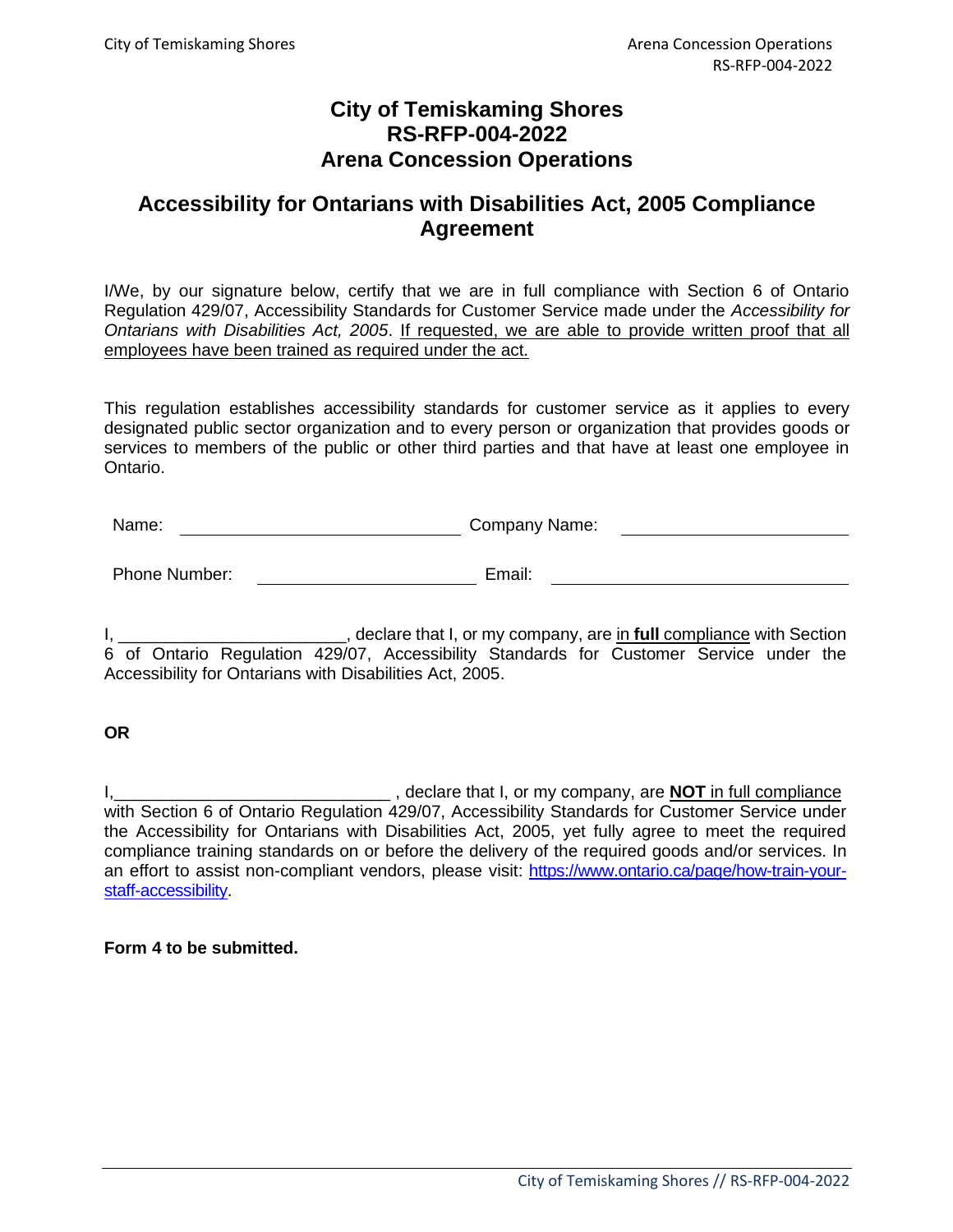# City of Temiskaming Shores
# RS-RFP-004-2022
# Arena Concession Operations

## Accessibility for Ontarians with Disabilities Act, 2005 Compliance Agreement

I/We, by our signature below, certify that we are in full compliance with Section 6 of Ontario Regulation 429/07, Accessibility Standards for Customer Service made under the *Accessibility for Ontarians with Disabilities Act, 2005*. <u>If requested, we are able to provide written proof that all employees have been trained as required under the act.</u>

This regulation establishes accessibility standards for customer service as it applies to every designated public sector organization and to every person or organization that provides goods or services to members of the public or other third parties and that have at least one employee in Ontario.

Name: ______________________________ Company Name: ________________________

Phone Number: ______________________ Email: ______________________________

I, _______________________, declare that I, or my company, are <u>in **full** compliance</u> with Section 6 of Ontario Regulation 429/07, Accessibility Standards for Customer Service under the Accessibility for Ontarians with Disabilities Act, 2005.

**OR**

I,_____________________________ , declare that I, or my company, are <u>**NOT** in full compliance</u> with Section 6 of Ontario Regulation 429/07, Accessibility Standards for Customer Service under the Accessibility for Ontarians with Disabilities Act, 2005, yet fully agree to meet the required compliance training standards on or before the delivery of the required goods and/or services. In an effort to assist non-compliant vendors, please visit: https://www.ontario.ca/page/how-train-your-staff-accessibility.

**Form 4 to be submitted.**